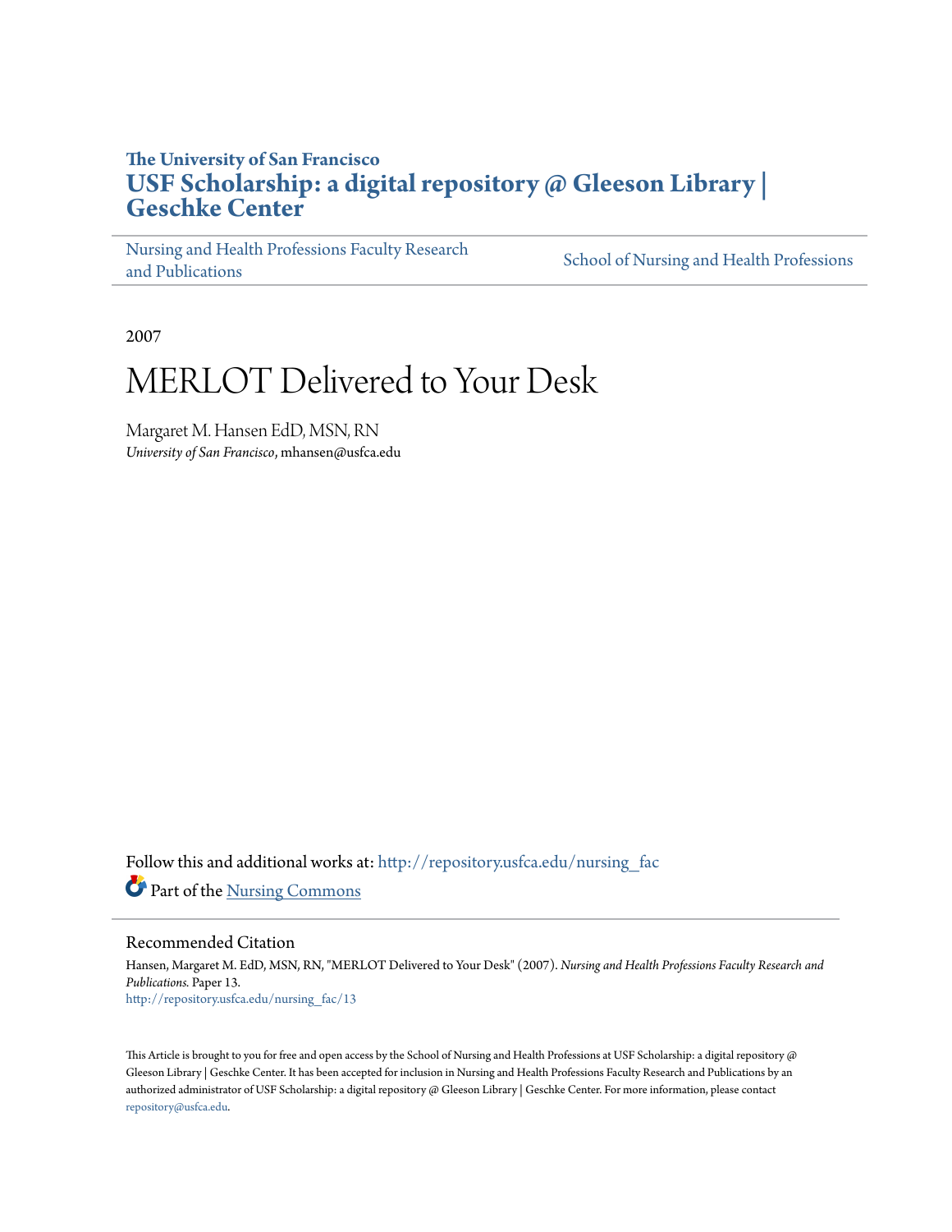**The University of San Francisco**

**USF Scholarship: a digital repository @ Gleeson Library | Geschke Center**

Nursing and Health Professions Faculty Research and Publications | School of Nursing and Health Professions

2007

# MERLOT Delivered to Your Desk

Margaret M. Hansen EdD, MSN, RN
*University of San Francisco*, mhansen@usfca.edu

Follow this and additional works at: http://repository.usfca.edu/nursing_fac

Part of the Nursing Commons

## Recommended Citation

Hansen, Margaret M. EdD, MSN, RN, "MERLOT Delivered to Your Desk" (2007). *Nursing and Health Professions Faculty Research and Publications.* Paper 13.
http://repository.usfca.edu/nursing_fac/13

This Article is brought to you for free and open access by the School of Nursing and Health Professions at USF Scholarship: a digital repository @ Gleeson Library | Geschke Center. It has been accepted for inclusion in Nursing and Health Professions Faculty Research and Publications by an authorized administrator of USF Scholarship: a digital repository @ Gleeson Library | Geschke Center. For more information, please contact repository@usfca.edu.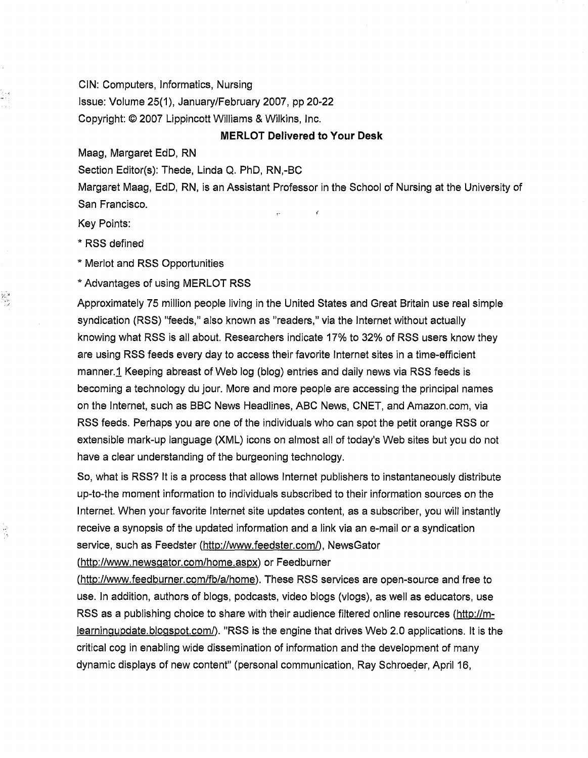CIN: Computers, Informatics, Nursing

Issue: Volume 25(1), January/February 2007, pp 20-22

Copyright: © 2007 Lippincott Williams & Wilkins, Inc.

# MERLOT Delivered to Your Desk

Maag, Margaret EdD, RN

Section Editor(s): Thede, Linda Q. PhD, RN,-BC

Margaret Maag, EdD, RN, is an Assistant Professor in the School of Nursing at the University of San Francisco.

Key Points:

* RSS defined

* Merlot and RSS Opportunities

* Advantages of using MERLOT RSS

Approximately 75 million people living in the United States and Great Britain use real simple syndication (RSS) "feeds," also known as "readers," via the Internet without actually knowing what RSS is all about. Researchers indicate 17% to 32% of RSS users know they are using RSS feeds every day to access their favorite Internet sites in a time-efficient manner.[1] Keeping abreast of Web log (blog) entries and daily news via RSS feeds is becoming a technology du jour. More and more people are accessing the principal names on the Internet, such as BBC News Headlines, ABC News, CNET, and Amazon.com, via RSS feeds. Perhaps you are one of the individuals who can spot the petit orange RSS or extensible mark-up language (XML) icons on almost all of today's Web sites but you do not have a clear understanding of the burgeoning technology.

So, what is RSS? It is a process that allows Internet publishers to instantaneously distribute up-to-the moment information to individuals subscribed to their information sources on the Internet. When your favorite Internet site updates content, as a subscriber, you will instantly receive a synopsis of the updated information and a link via an e-mail or a syndication service, such as Feedster (http://www.feedster.com/), NewsGator (http://www.newsgator.com/home.aspx) or Feedburner (http://www.feedburner.com/fb/a/home). These RSS services are open-source and free to use. In addition, authors of blogs, podcasts, video blogs (vlogs), as well as educators, use RSS as a publishing choice to share with their audience filtered online resources (http://m-learningupdate.blogspot.com/). "RSS is the engine that drives Web 2.0 applications. It is the critical cog in enabling wide dissemination of information and the development of many dynamic displays of new content" (personal communication, Ray Schroeder, April 16,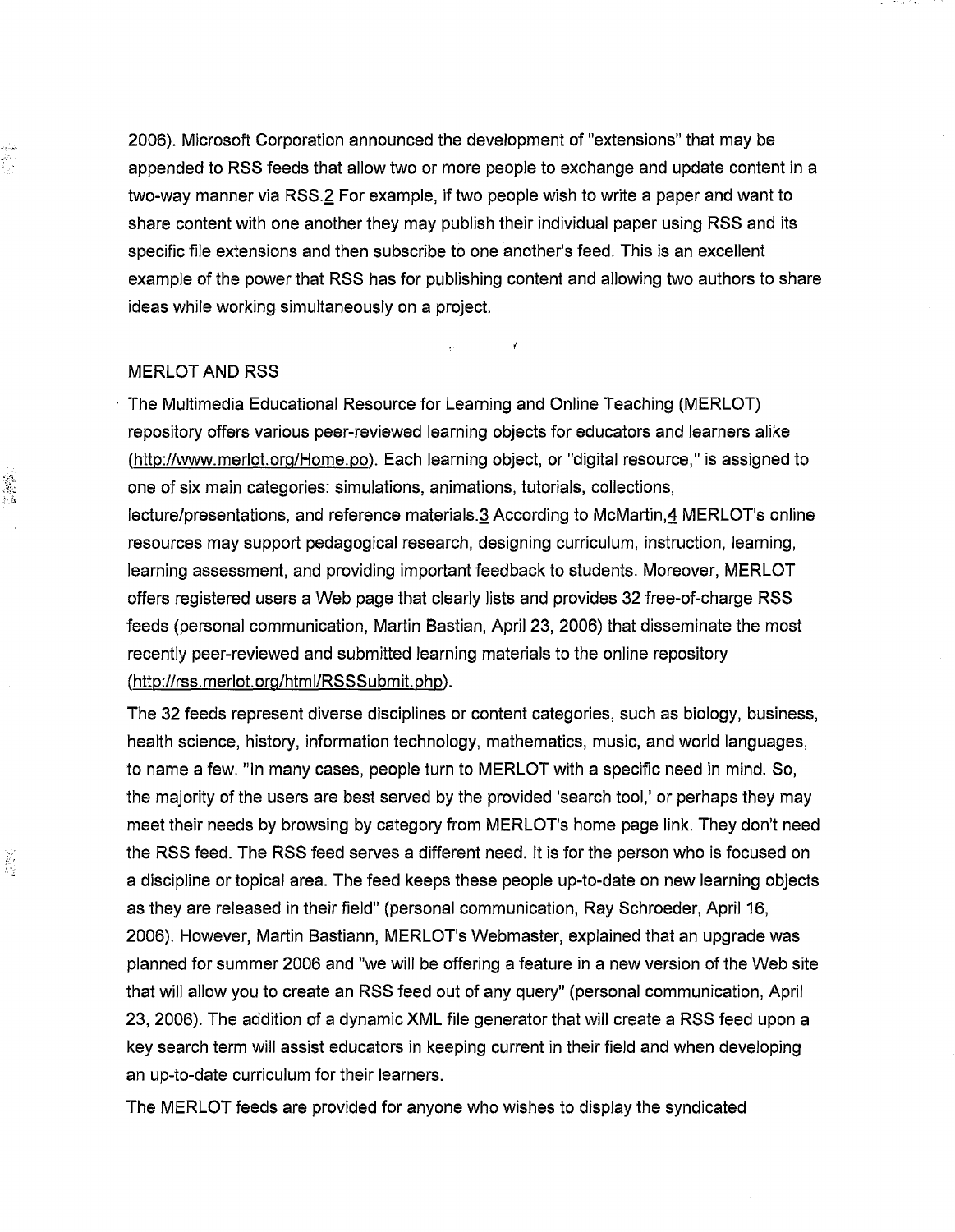2006). Microsoft Corporation announced the development of "extensions" that may be appended to RSS feeds that allow two or more people to exchange and update content in a two-way manner via RSS.[2] For example, if two people wish to write a paper and want to share content with one another they may publish their individual paper using RSS and its specific file extensions and then subscribe to one another's feed. This is an excellent example of the power that RSS has for publishing content and allowing two authors to share ideas while working simultaneously on a project.

## MERLOT AND RSS

The Multimedia Educational Resource for Learning and Online Teaching (MERLOT) repository offers various peer-reviewed learning objects for educators and learners alike (http://www.merlot.org/Home.po). Each learning object, or "digital resource," is assigned to one of six main categories: simulations, animations, tutorials, collections, lecture/presentations, and reference materials.[3] According to McMartin,[4] MERLOT's online resources may support pedagogical research, designing curriculum, instruction, learning, learning assessment, and providing important feedback to students. Moreover, MERLOT offers registered users a Web page that clearly lists and provides 32 free-of-charge RSS feeds (personal communication, Martin Bastian, April 23, 2006) that disseminate the most recently peer-reviewed and submitted learning materials to the online repository (http://rss.merlot.org/html/RSSSubmit.php).

The 32 feeds represent diverse disciplines or content categories, such as biology, business, health science, history, information technology, mathematics, music, and world languages, to name a few. "In many cases, people turn to MERLOT with a specific need in mind. So, the majority of the users are best served by the provided 'search tool,' or perhaps they may meet their needs by browsing by category from MERLOT's home page link. They don't need the RSS feed. The RSS feed serves a different need. It is for the person who is focused on a discipline or topical area. The feed keeps these people up-to-date on new learning objects as they are released in their field" (personal communication, Ray Schroeder, April 16, 2006). However, Martin Bastiann, MERLOT's Webmaster, explained that an upgrade was planned for summer 2006 and "we will be offering a feature in a new version of the Web site that will allow you to create an RSS feed out of any query" (personal communication, April 23, 2006). The addition of a dynamic XML file generator that will create a RSS feed upon a key search term will assist educators in keeping current in their field and when developing an up-to-date curriculum for their learners.

The MERLOT feeds are provided for anyone who wishes to display the syndicated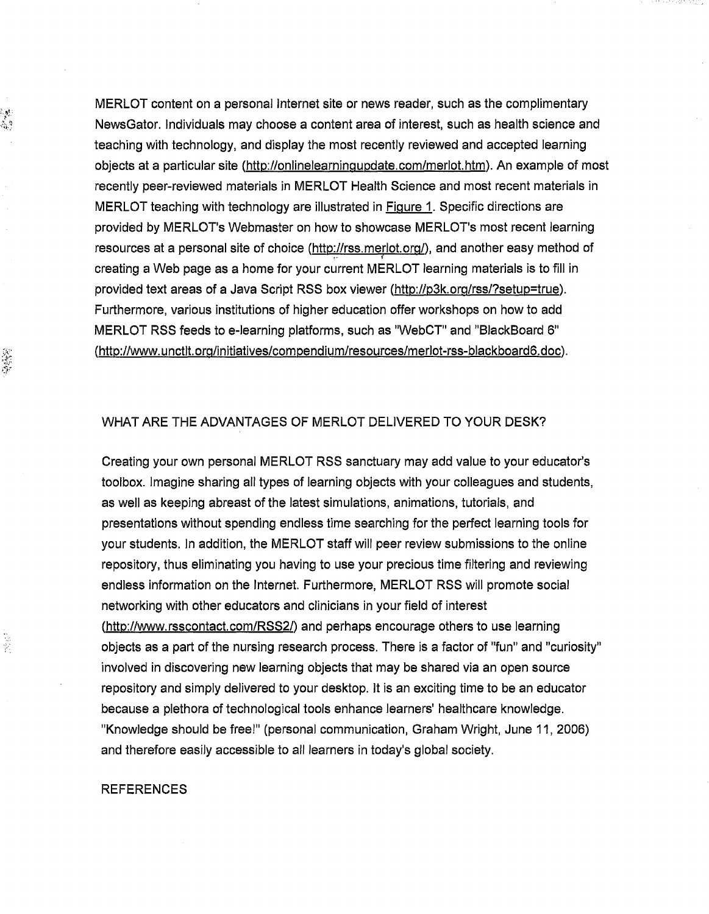MERLOT content on a personal Internet site or news reader, such as the complimentary NewsGator. Individuals may choose a content area of interest, such as health science and teaching with technology, and display the most recently reviewed and accepted learning objects at a particular site (http://onlinelearningupdate.com/merlot.htm). An example of most recently peer-reviewed materials in MERLOT Health Science and most recent materials in MERLOT teaching with technology are illustrated in Figure 1. Specific directions are provided by MERLOT's Webmaster on how to showcase MERLOT's most recent learning resources at a personal site of choice (http://rss.merlot.org/), and another easy method of creating a Web page as a home for your current MERLOT learning materials is to fill in provided text areas of a Java Script RSS box viewer (http://p3k.org/rss/?setup=true). Furthermore, various institutions of higher education offer workshops on how to add MERLOT RSS feeds to e-learning platforms, such as "WebCT" and "BlackBoard 6" (http://www.unctlt.org/initiatives/compendium/resources/merlot-rss-blackboard6.doc).

## WHAT ARE THE ADVANTAGES OF MERLOT DELIVERED TO YOUR DESK?

Creating your own personal MERLOT RSS sanctuary may add value to your educator's toolbox. Imagine sharing all types of learning objects with your colleagues and students, as well as keeping abreast of the latest simulations, animations, tutorials, and presentations without spending endless time searching for the perfect learning tools for your students. In addition, the MERLOT staff will peer review submissions to the online repository, thus eliminating you having to use your precious time filtering and reviewing endless information on the Internet. Furthermore, MERLOT RSS will promote social networking with other educators and clinicians in your field of interest (http://www.rsscontact.com/RSS2/) and perhaps encourage others to use learning objects as a part of the nursing research process. There is a factor of "fun" and "curiosity" involved in discovering new learning objects that may be shared via an open source repository and simply delivered to your desktop. It is an exciting time to be an educator because a plethora of technological tools enhance learners' healthcare knowledge. "Knowledge should be free!" (personal communication, Graham Wright, June 11, 2006) and therefore easily accessible to all learners in today's global society.

## REFERENCES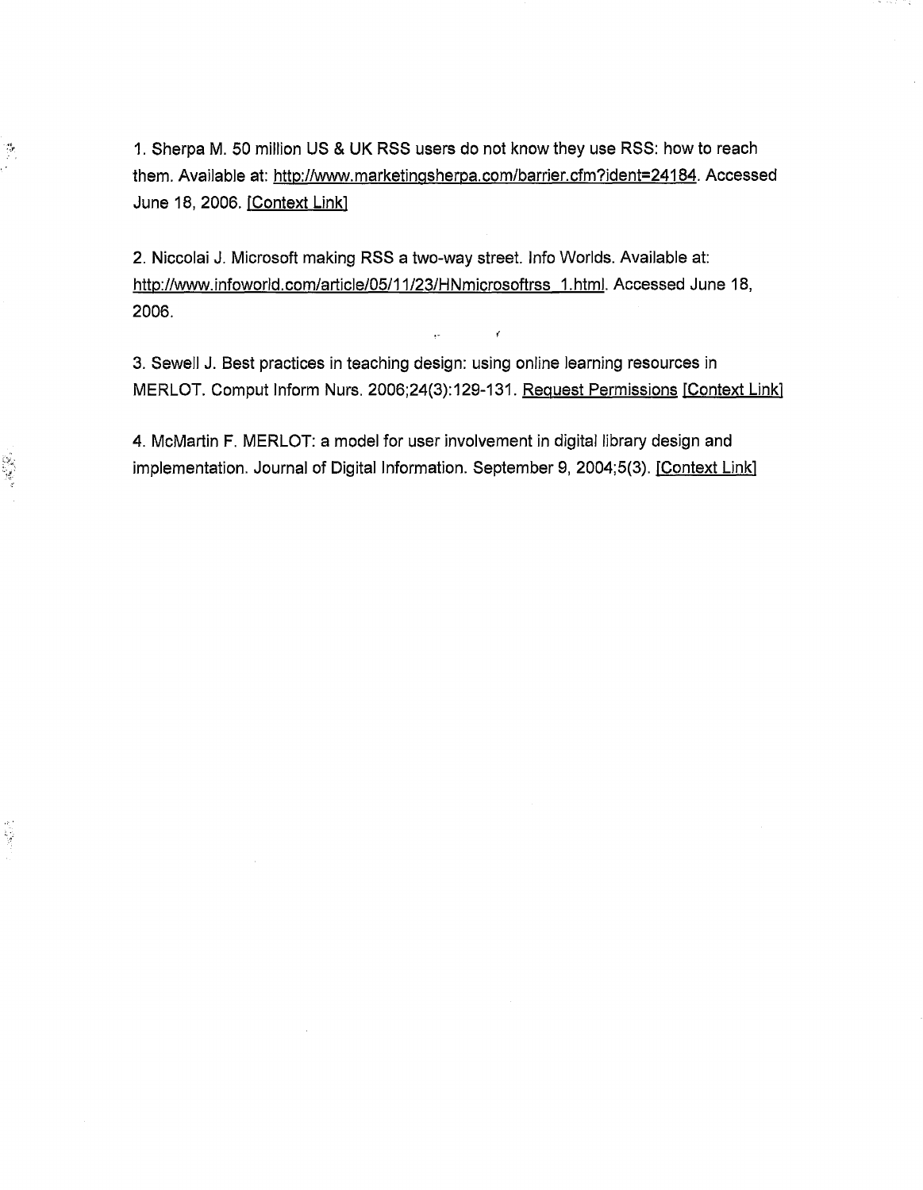1. Sherpa M. 50 million US & UK RSS users do not know they use RSS: how to reach them. Available at: http://www.marketingsherpa.com/barrier.cfm?ident=24184. Accessed June 18, 2006. [Context Link]

2. Niccolai J. Microsoft making RSS a two-way street. Info Worlds. Available at: http://www.infoworld.com/article/05/11/23/HNmicrosoftrss_1.html. Accessed June 18, 2006.

3. Sewell J. Best practices in teaching design: using online learning resources in MERLOT. Comput Inform Nurs. 2006;24(3):129-131. Request Permissions [Context Link]

4. McMartin F. MERLOT: a model for user involvement in digital library design and implementation. Journal of Digital Information. September 9, 2004;5(3). [Context Link]